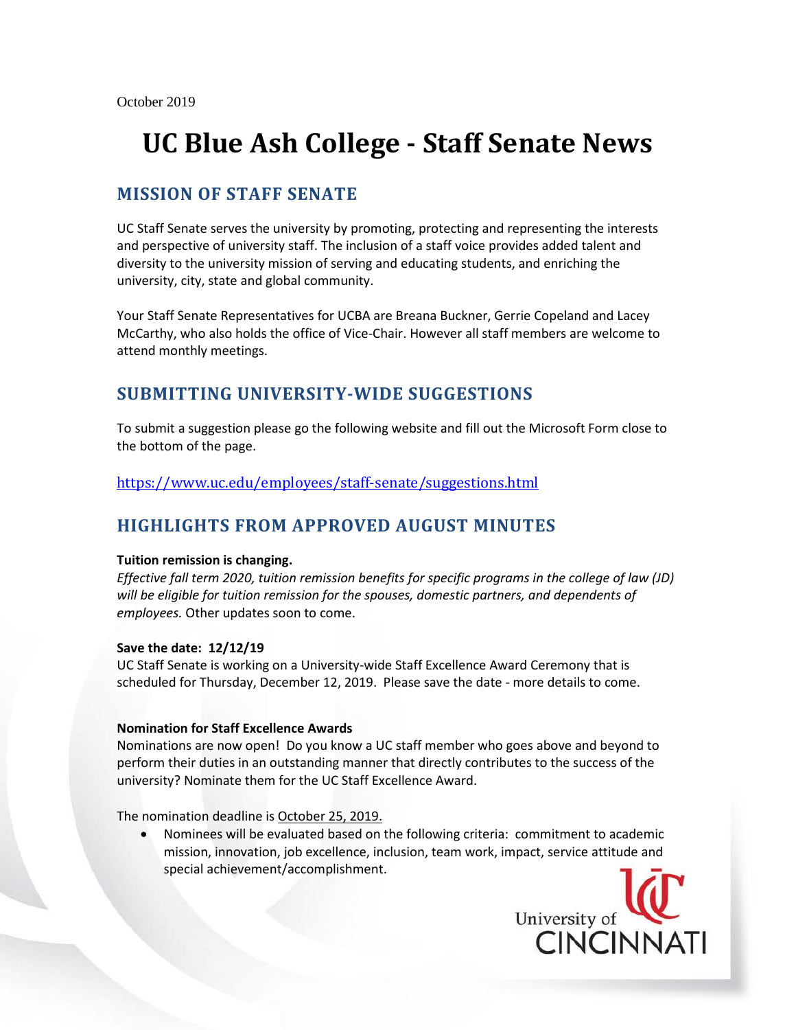October 2019

# UC Blue Ash College - Staff Senate News

## MISSION OF STAFF SENATE

UC Staff Senate serves the university by promoting, protecting and representing the interests and perspective of university staff. The inclusion of a staff voice provides added talent and diversity to the university mission of serving and educating students, and enriching the university, city, state and global community.

Your Staff Senate Representatives for UCBA are Breana Buckner, Gerrie Copeland and Lacey McCarthy, who also holds the office of Vice-Chair. However all staff members are welcome to attend monthly meetings.

## SUBMITTING UNIVERSITY-WIDE SUGGESTIONS

To submit a suggestion please go the following website and fill out the Microsoft Form close to the bottom of the page.

https://www.uc.edu/employees/staff-senate/suggestions.html

## HIGHLIGHTS FROM APPROVED AUGUST MINUTES

**Tuition remission is changing.**

*Effective fall term 2020, tuition remission benefits for specific programs in the college of law (JD) will be eligible for tuition remission for the spouses, domestic partners, and dependents of employees.* Other updates soon to come.

**Save the date: 12/12/19**

UC Staff Senate is working on a University-wide Staff Excellence Award Ceremony that is scheduled for Thursday, December 12, 2019. Please save the date - more details to come.

**Nomination for Staff Excellence Awards**

Nominations are now open! Do you know a UC staff member who goes above and beyond to perform their duties in an outstanding manner that directly contributes to the success of the university? Nominate them for the UC Staff Excellence Award.

The nomination deadline is October 25, 2019.

- Nominees will be evaluated based on the following criteria: commitment to academic mission, innovation, job excellence, inclusion, team work, impact, service attitude and special achievement/accomplishment.

University of CINCINNATI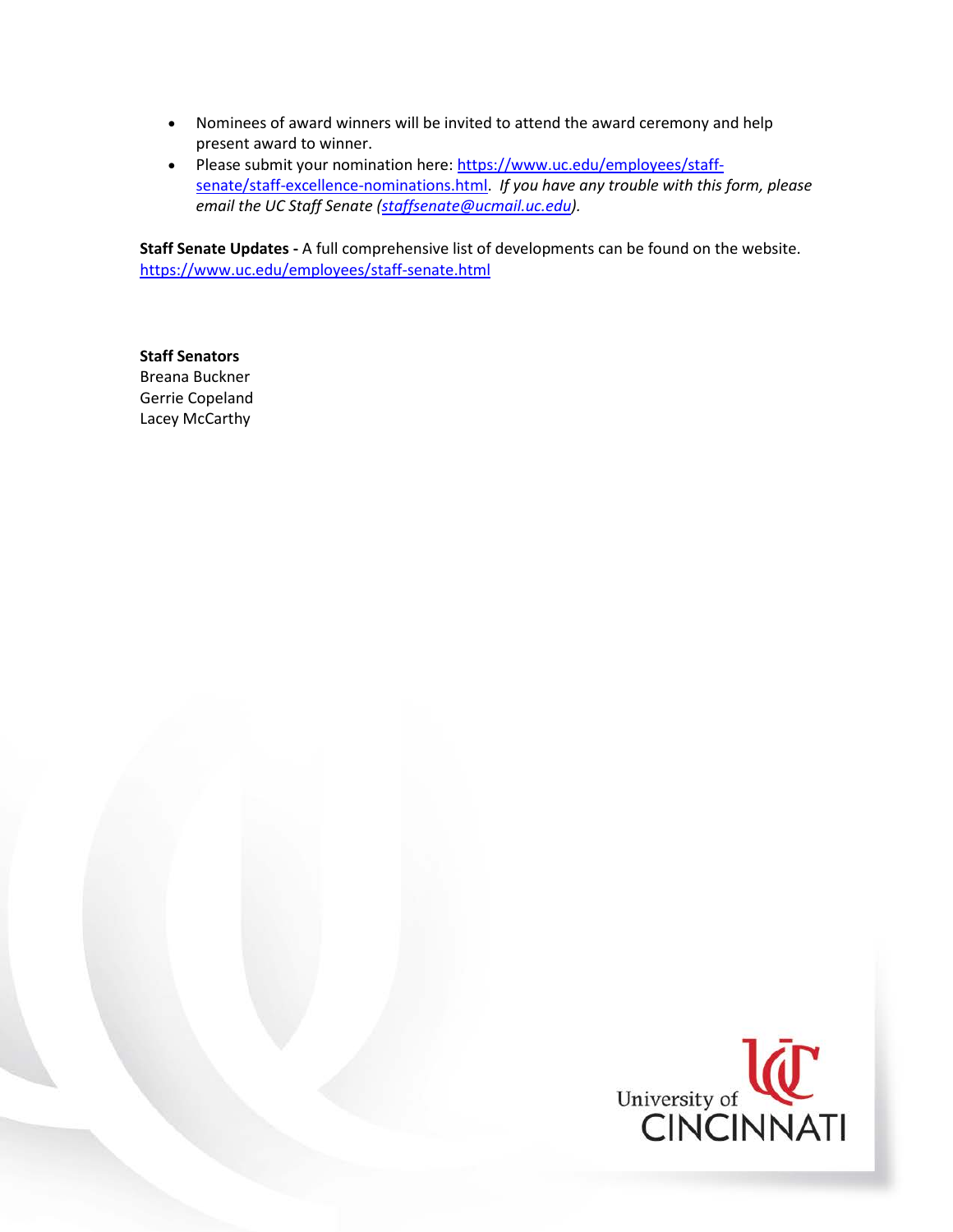- Nominees of award winners will be invited to attend the award ceremony and help present award to winner.
- Please submit your nomination here: [https://www.uc.edu/employees/staff-senate/staff-excellence-nominations.html](https://www.uc.edu/employees/staff-senate/staff-excellence-nominations.html). *If you have any trouble with this form, please email the UC Staff Senate ([staffsenate@ucmail.uc.edu](mailto:staffsenate@ucmail.uc.edu)).*

**Staff Senate Updates -** A full comprehensive list of developments can be found on the website. [https://www.uc.edu/employees/staff-senate.html](https://www.uc.edu/employees/staff-senate.html)

**Staff Senators**
Breana Buckner
Gerrie Copeland
Lacey McCarthy

University of CINCINNATI